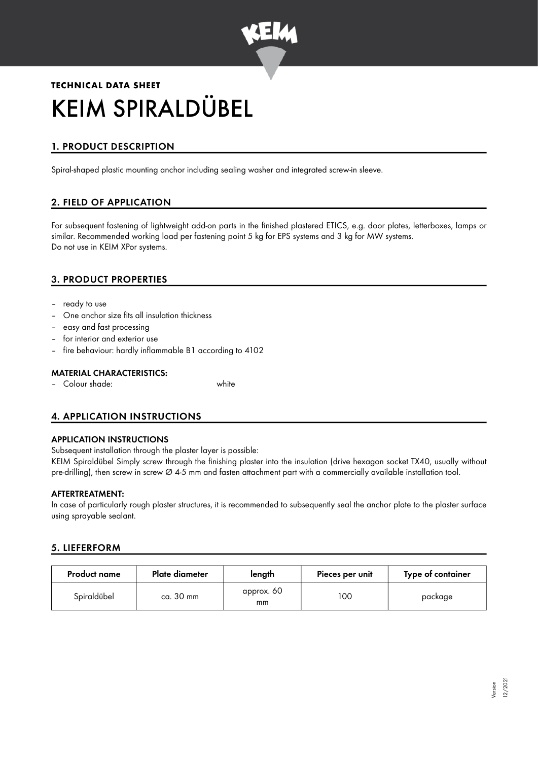**TECHNICAL DATA SHEET**

# KEIM SPIRALDÜBEL

## 1. PRODUCT DESCRIPTION

Spiral-shaped plastic mounting anchor including sealing washer and integrated screw-in sleeve.

## 2. FIELD OF APPLICATION

For subsequent fastening of lightweight add-on parts in the finished plastered ETICS, e.g. door plates, letterboxes, lamps or similar. Recommended working load per fastening point 5 kg for EPS systems and 3 kg for MW systems.
Do not use in KEIM XPor systems.

## 3. PRODUCT PROPERTIES

- ready to use
- One anchor size fits all insulation thickness
- easy and fast processing
- for interior and exterior use
- fire behaviour: hardly inflammable B1 according to 4102

### MATERIAL CHARACTERISTICS:

- Colour shade: white

## 4. APPLICATION INSTRUCTIONS

### APPLICATION INSTRUCTIONS

Subsequent installation through the plaster layer is possible:
KEIM Spiraldübel Simply screw through the finishing plaster into the insulation (drive hexagon socket TX40, usually without pre-drilling), then screw in screw Ø 4-5 mm and fasten attachment part with a commercially available installation tool.

### AFTERTREATMENT:

In case of particularly rough plaster structures, it is recommended to subsequently seal the anchor plate to the plaster surface using sprayable sealant.

## 5. LIEFERFORM

| Product name | Plate diameter | length | Pieces per unit | Type of container |
|---|---|---|---|---|
| Spiraldübel | ca. 30 mm | approx. 60 mm | 100 | package |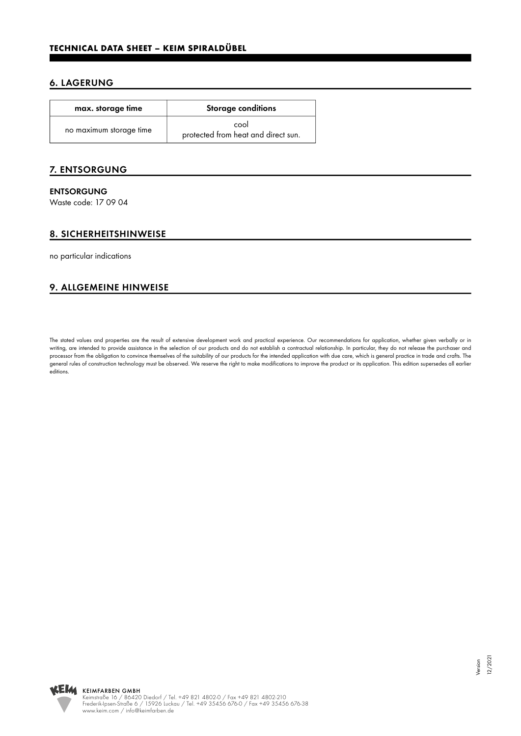## 6. LAGERUNG

| max. storage time | Storage conditions |
| --- | --- |
| no maximum storage time | cool<br>protected from heat and direct sun. |

## 7. ENTSORGUNG

**ENTSORGUNG**

Waste code: 17 09 04

## 8. SICHERHEITSHINWEISE

no particular indications

## 9. ALLGEMEINE HINWEISE

The stated values and properties are the result of extensive development work and practical experience. Our recommendations for application, whether given verbally or in writing, are intended to provide assistance in the selection of our products and do not establish a contractual relationship. In particular, they do not release the purchaser and processor from the obligation to convince themselves of the suitability of our products for the intended application with due care, which is general practice in trade and crafts. The general rules of construction technology must be observed. We reserve the right to make modifications to improve the product or its application. This edition supersedes all earlier editions.

KEIMFARBEN GMBH
Keimstraße 16 / 86420 Diedorf / Tel. +49 821 4802-0 / Fax +49 821 4802-210
Frederik-Ipsen-Straße 6 / 15926 Luckau / Tel. +49 35456 676-0 / Fax +49 35456 676-38
www.keim.com / info@keimfarben.de

Version 12/2021